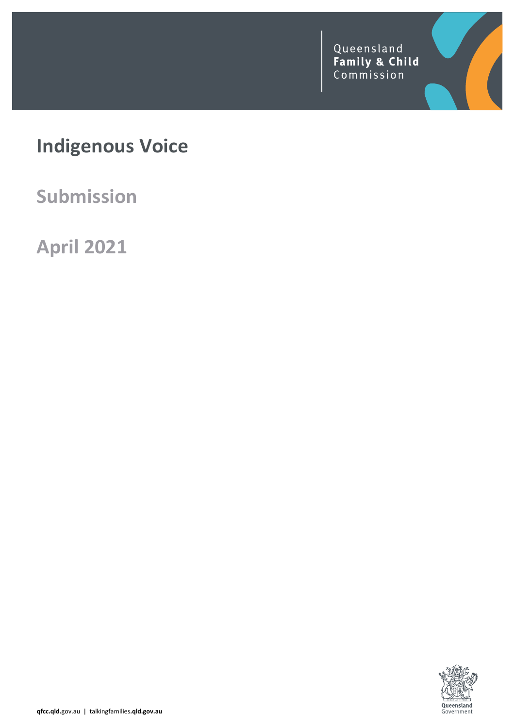Queensland
**Family & Child**
Commission

# Indigenous Voice

## Submission

## April 2021

**qfcc.qld.**gov.au | talkingfamilies**.qld.gov.au**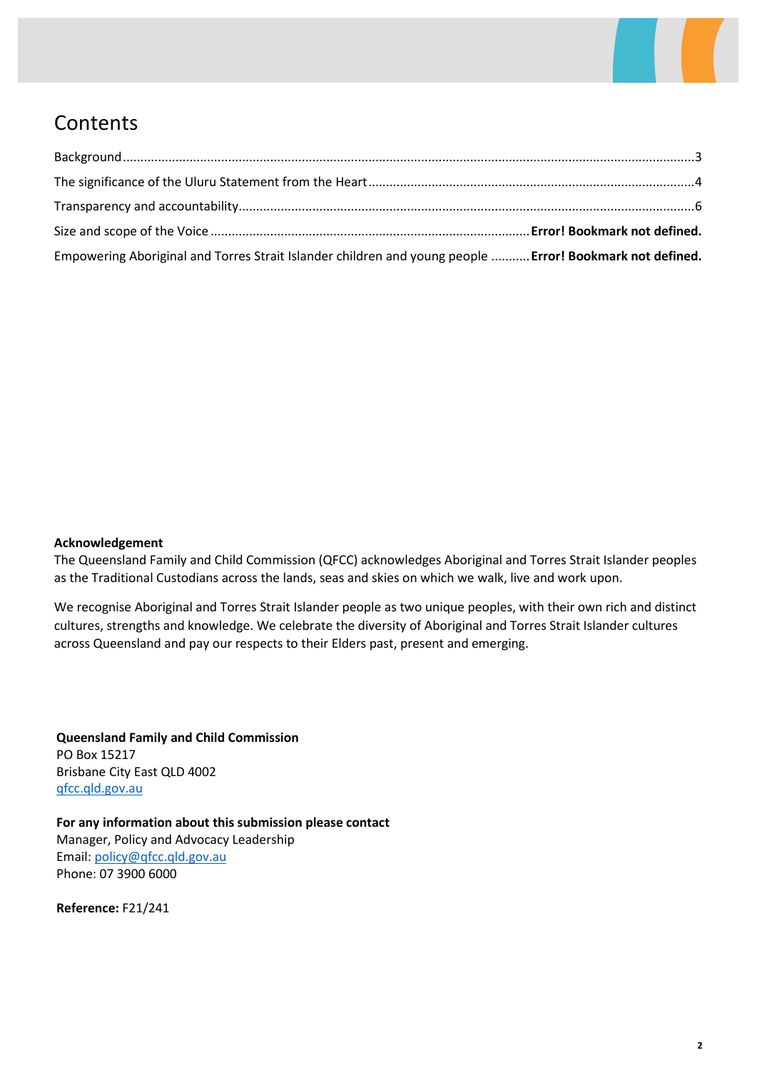# Contents

Background...3

The significance of the Uluru Statement from the Heart...4

Transparency and accountability...6

Size and scope of the Voice ... **Error! Bookmark not defined.**

Empowering Aboriginal and Torres Strait Islander children and young people ... **Error! Bookmark not defined.**

**Acknowledgement**

The Queensland Family and Child Commission (QFCC) acknowledges Aboriginal and Torres Strait Islander peoples as the Traditional Custodians across the lands, seas and skies on which we walk, live and work upon.

We recognise Aboriginal and Torres Strait Islander people as two unique peoples, with their own rich and distinct cultures, strengths and knowledge. We celebrate the diversity of Aboriginal and Torres Strait Islander cultures across Queensland and pay our respects to their Elders past, present and emerging.

**Queensland Family and Child Commission**
PO Box 15217
Brisbane City East QLD 4002
qfcc.qld.gov.au

**For any information about this submission please contact**
Manager, Policy and Advocacy Leadership
Email: policy@qfcc.qld.gov.au
Phone: 07 3900 6000

**Reference:** F21/241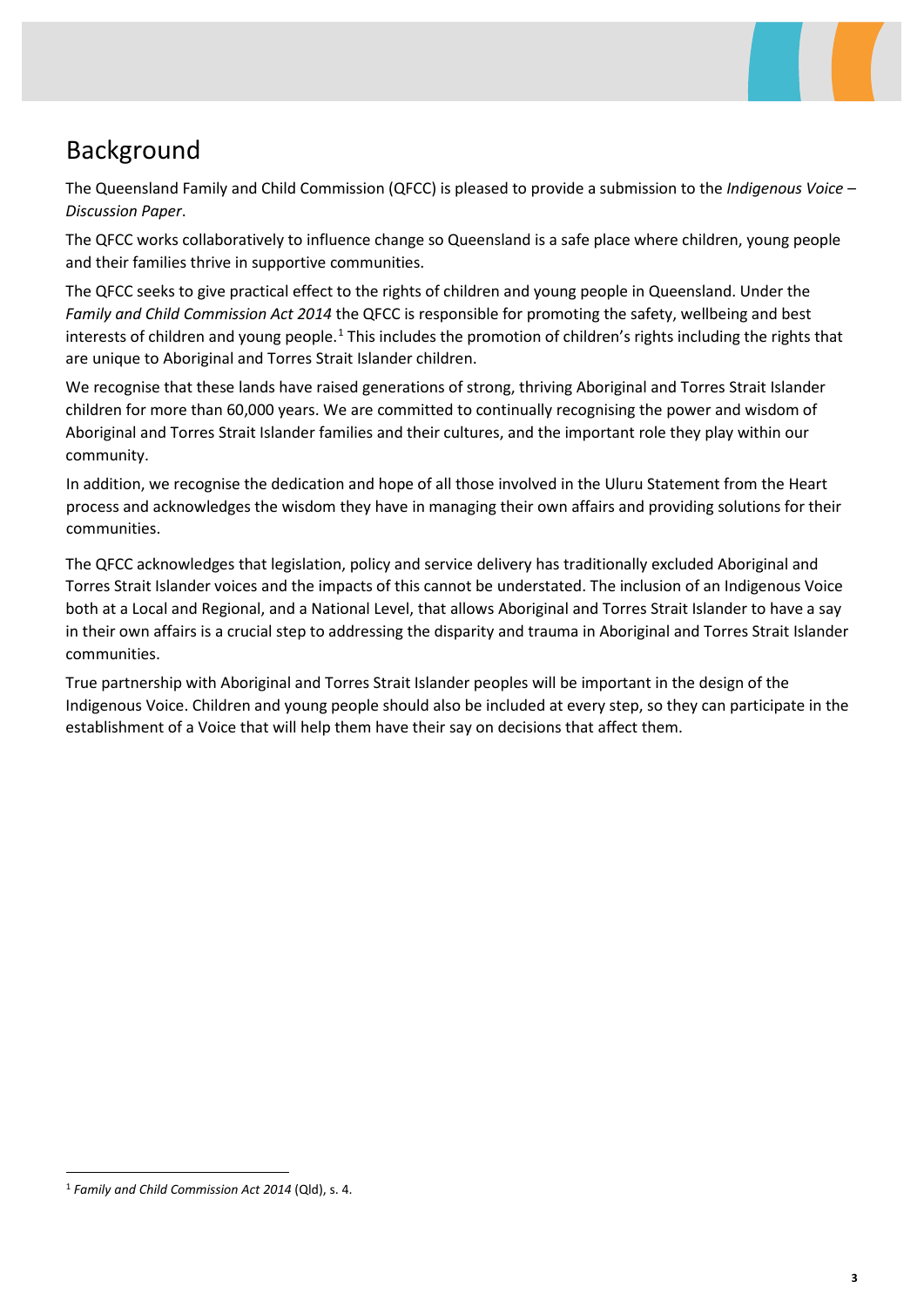## Background

The Queensland Family and Child Commission (QFCC) is pleased to provide a submission to the *Indigenous Voice – Discussion Paper*.

The QFCC works collaboratively to influence change so Queensland is a safe place where children, young people and their families thrive in supportive communities.

The QFCC seeks to give practical effect to the rights of children and young people in Queensland. Under the *Family and Child Commission Act 2014* the QFCC is responsible for promoting the safety, wellbeing and best interests of children and young people.[1] This includes the promotion of children's rights including the rights that are unique to Aboriginal and Torres Strait Islander children.

We recognise that these lands have raised generations of strong, thriving Aboriginal and Torres Strait Islander children for more than 60,000 years. We are committed to continually recognising the power and wisdom of Aboriginal and Torres Strait Islander families and their cultures, and the important role they play within our community.

In addition, we recognise the dedication and hope of all those involved in the Uluru Statement from the Heart process and acknowledges the wisdom they have in managing their own affairs and providing solutions for their communities.

The QFCC acknowledges that legislation, policy and service delivery has traditionally excluded Aboriginal and Torres Strait Islander voices and the impacts of this cannot be understated. The inclusion of an Indigenous Voice both at a Local and Regional, and a National Level, that allows Aboriginal and Torres Strait Islander to have a say in their own affairs is a crucial step to addressing the disparity and trauma in Aboriginal and Torres Strait Islander communities.

True partnership with Aboriginal and Torres Strait Islander peoples will be important in the design of the Indigenous Voice. Children and young people should also be included at every step, so they can participate in the establishment of a Voice that will help them have their say on decisions that affect them.

[1] *Family and Child Commission Act 2014* (Qld), s. 4.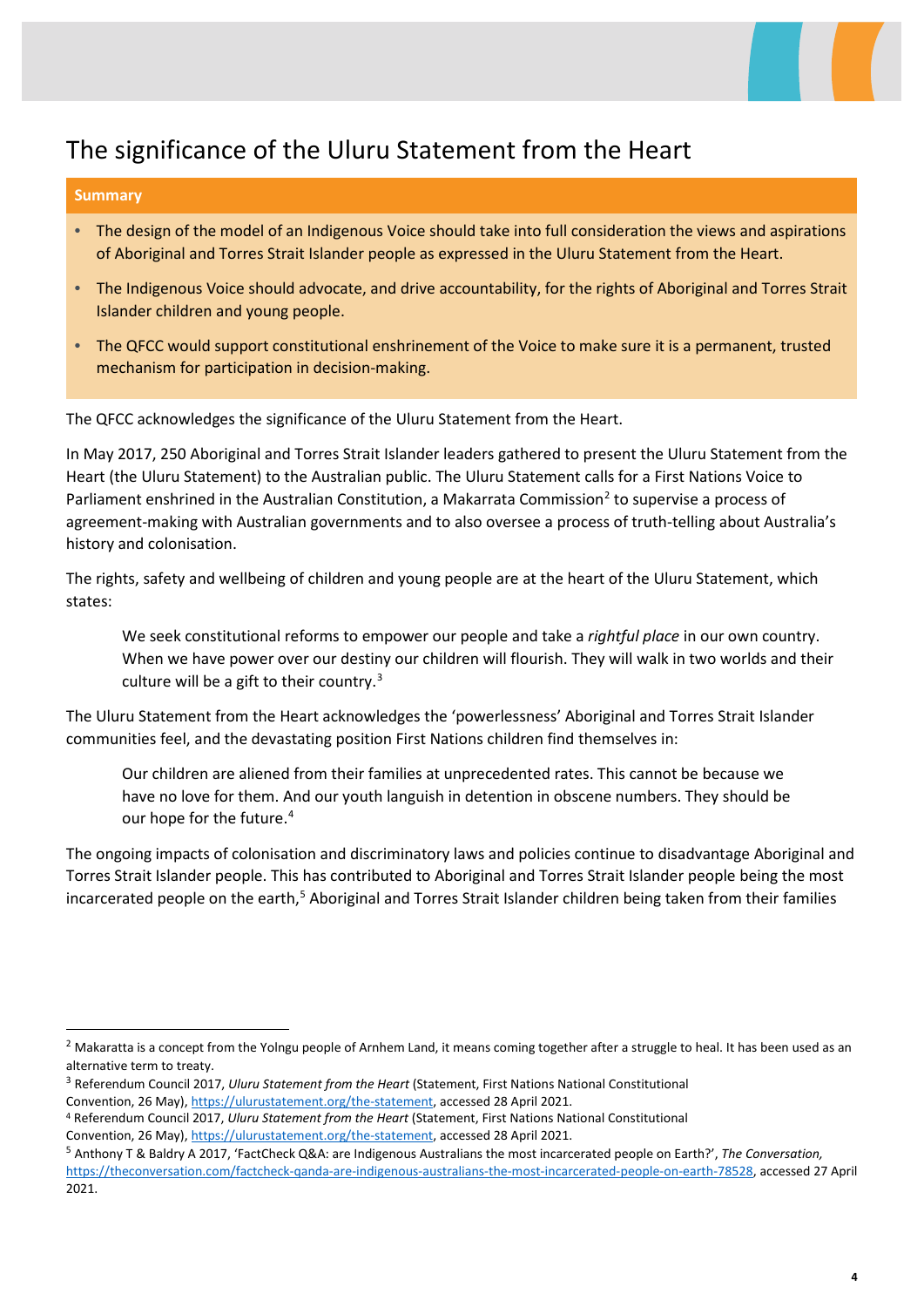# The significance of the Uluru Statement from the Heart

**Summary**

- The design of the model of an Indigenous Voice should take into full consideration the views and aspirations of Aboriginal and Torres Strait Islander people as expressed in the Uluru Statement from the Heart.
- The Indigenous Voice should advocate, and drive accountability, for the rights of Aboriginal and Torres Strait Islander children and young people.
- The QFCC would support constitutional enshrinement of the Voice to make sure it is a permanent, trusted mechanism for participation in decision-making.

The QFCC acknowledges the significance of the Uluru Statement from the Heart.

In May 2017, 250 Aboriginal and Torres Strait Islander leaders gathered to present the Uluru Statement from the Heart (the Uluru Statement) to the Australian public. The Uluru Statement calls for a First Nations Voice to Parliament enshrined in the Australian Constitution, a Makarrata Commission[2] to supervise a process of agreement-making with Australian governments and to also oversee a process of truth-telling about Australia's history and colonisation.

The rights, safety and wellbeing of children and young people are at the heart of the Uluru Statement, which states:

> We seek constitutional reforms to empower our people and take a *rightful place* in our own country. When we have power over our destiny our children will flourish. They will walk in two worlds and their culture will be a gift to their country.[3]

The Uluru Statement from the Heart acknowledges the 'powerlessness' Aboriginal and Torres Strait Islander communities feel, and the devastating position First Nations children find themselves in:

> Our children are aliened from their families at unprecedented rates. This cannot be because we have no love for them. And our youth languish in detention in obscene numbers. They should be our hope for the future.[4]

The ongoing impacts of colonisation and discriminatory laws and policies continue to disadvantage Aboriginal and Torres Strait Islander people. This has contributed to Aboriginal and Torres Strait Islander people being the most incarcerated people on the earth,[5] Aboriginal and Torres Strait Islander children being taken from their families

---

[2] Makaratta is a concept from the Yolngu people of Arnhem Land, it means coming together after a struggle to heal. It has been used as an alternative term to treaty.

[3] Referendum Council 2017, *Uluru Statement from the Heart* (Statement, First Nations National Constitutional Convention, 26 May), https://ulurustatement.org/the-statement, accessed 28 April 2021.

[4] Referendum Council 2017, *Uluru Statement from the Heart* (Statement, First Nations National Constitutional Convention, 26 May), https://ulurustatement.org/the-statement, accessed 28 April 2021.

[5] Anthony T & Baldry A 2017, 'FactCheck Q&A: are Indigenous Australians the most incarcerated people on Earth?', *The Conversation,* https://theconversation.com/factcheck-qanda-are-indigenous-australians-the-most-incarcerated-people-on-earth-78528, accessed 27 April 2021.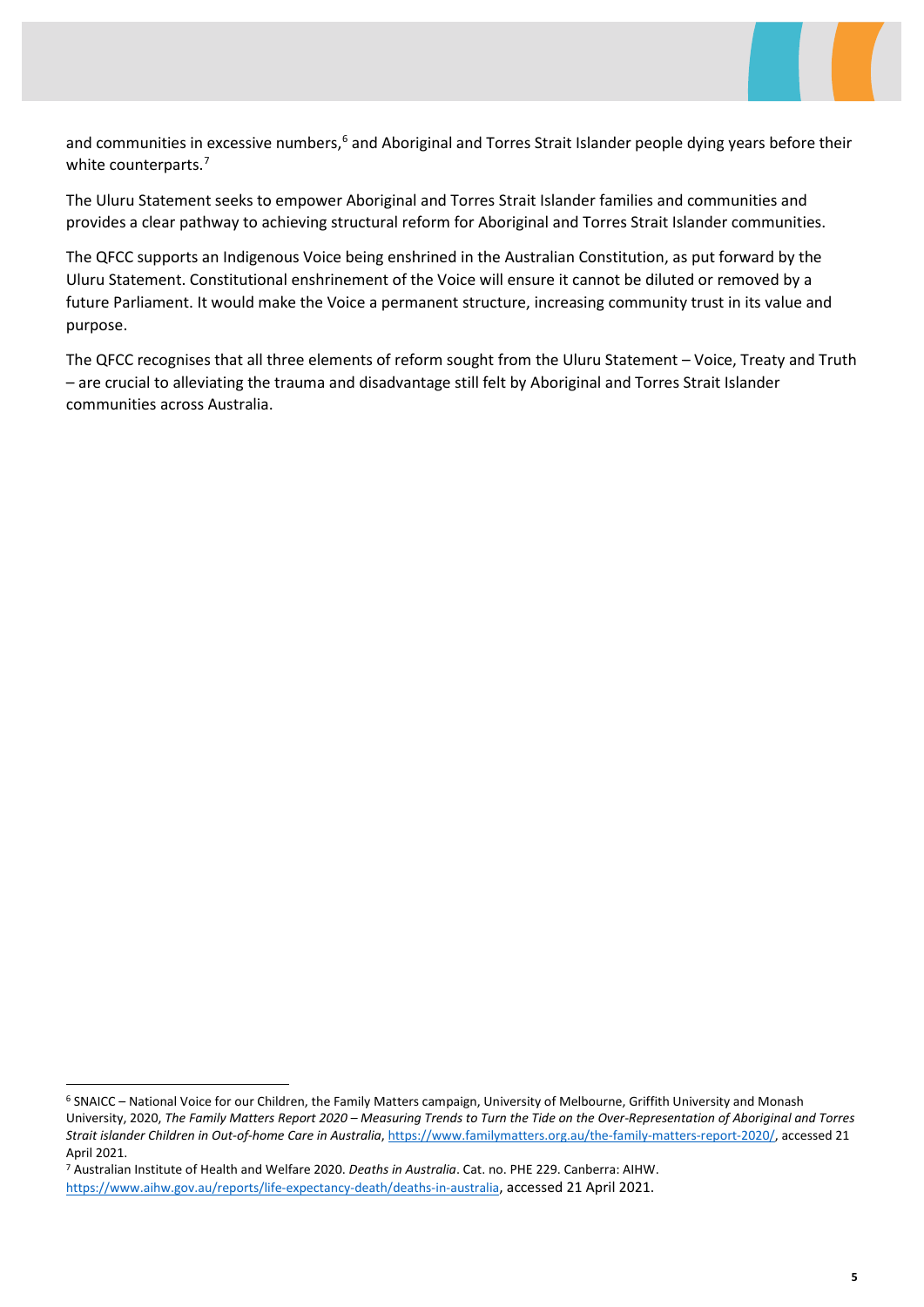and communities in excessive numbers,[6] and Aboriginal and Torres Strait Islander people dying years before their white counterparts.[7]

The Uluru Statement seeks to empower Aboriginal and Torres Strait Islander families and communities and provides a clear pathway to achieving structural reform for Aboriginal and Torres Strait Islander communities.

The QFCC supports an Indigenous Voice being enshrined in the Australian Constitution, as put forward by the Uluru Statement. Constitutional enshrinement of the Voice will ensure it cannot be diluted or removed by a future Parliament. It would make the Voice a permanent structure, increasing community trust in its value and purpose.

The QFCC recognises that all three elements of reform sought from the Uluru Statement – Voice, Treaty and Truth – are crucial to alleviating the trauma and disadvantage still felt by Aboriginal and Torres Strait Islander communities across Australia.

---

[6] SNAICC – National Voice for our Children, the Family Matters campaign, University of Melbourne, Griffith University and Monash University, 2020, *The Family Matters Report 2020 – Measuring Trends to Turn the Tide on the Over-Representation of Aboriginal and Torres Strait islander Children in Out-of-home Care in Australia*, https://www.familymatters.org.au/the-family-matters-report-2020/, accessed 21 April 2021.

[7] Australian Institute of Health and Welfare 2020. *Deaths in Australia*. Cat. no. PHE 229. Canberra: AIHW. https://www.aihw.gov.au/reports/life-expectancy-death/deaths-in-australia, accessed 21 April 2021.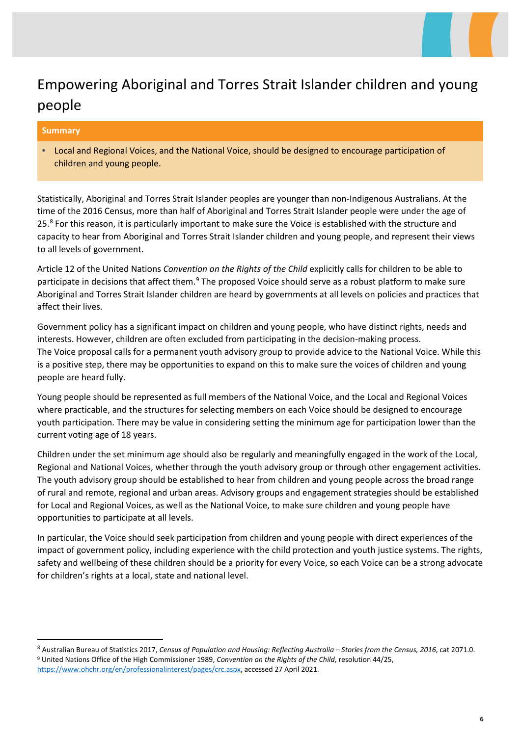# Empowering Aboriginal and Torres Strait Islander children and young people

**Summary**

- Local and Regional Voices, and the National Voice, should be designed to encourage participation of children and young people.

Statistically, Aboriginal and Torres Strait Islander peoples are younger than non-Indigenous Australians. At the time of the 2016 Census, more than half of Aboriginal and Torres Strait Islander people were under the age of 25.[8] For this reason, it is particularly important to make sure the Voice is established with the structure and capacity to hear from Aboriginal and Torres Strait Islander children and young people, and represent their views to all levels of government.

Article 12 of the United Nations *Convention on the Rights of the Child* explicitly calls for children to be able to participate in decisions that affect them.[9] The proposed Voice should serve as a robust platform to make sure Aboriginal and Torres Strait Islander children are heard by governments at all levels on policies and practices that affect their lives.

Government policy has a significant impact on children and young people, who have distinct rights, needs and interests. However, children are often excluded from participating in the decision-making process. The Voice proposal calls for a permanent youth advisory group to provide advice to the National Voice. While this is a positive step, there may be opportunities to expand on this to make sure the voices of children and young people are heard fully.

Young people should be represented as full members of the National Voice, and the Local and Regional Voices where practicable, and the structures for selecting members on each Voice should be designed to encourage youth participation. There may be value in considering setting the minimum age for participation lower than the current voting age of 18 years.

Children under the set minimum age should also be regularly and meaningfully engaged in the work of the Local, Regional and National Voices, whether through the youth advisory group or through other engagement activities. The youth advisory group should be established to hear from children and young people across the broad range of rural and remote, regional and urban areas. Advisory groups and engagement strategies should be established for Local and Regional Voices, as well as the National Voice, to make sure children and young people have opportunities to participate at all levels.

In particular, the Voice should seek participation from children and young people with direct experiences of the impact of government policy, including experience with the child protection and youth justice systems. The rights, safety and wellbeing of these children should be a priority for every Voice, so each Voice can be a strong advocate for children's rights at a local, state and national level.

---

[8] Australian Bureau of Statistics 2017, *Census of Population and Housing: Reflecting Australia – Stories from the Census, 2016*, cat 2071.0.

[9] United Nations Office of the High Commissioner 1989, *Convention on the Rights of the Child*, resolution 44/25, https://www.ohchr.org/en/professionalinterest/pages/crc.aspx, accessed 27 April 2021.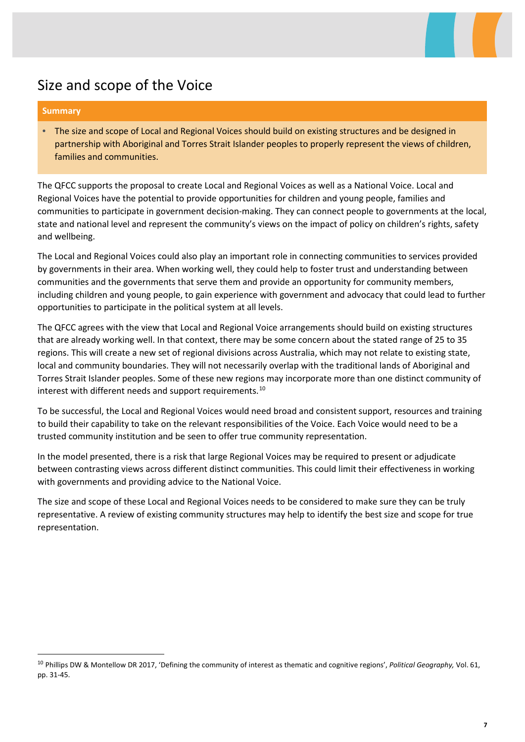## Size and scope of the Voice

**Summary**

- The size and scope of Local and Regional Voices should build on existing structures and be designed in partnership with Aboriginal and Torres Strait Islander peoples to properly represent the views of children, families and communities.

The QFCC supports the proposal to create Local and Regional Voices as well as a National Voice. Local and Regional Voices have the potential to provide opportunities for children and young people, families and communities to participate in government decision-making. They can connect people to governments at the local, state and national level and represent the community's views on the impact of policy on children's rights, safety and wellbeing.

The Local and Regional Voices could also play an important role in connecting communities to services provided by governments in their area. When working well, they could help to foster trust and understanding between communities and the governments that serve them and provide an opportunity for community members, including children and young people, to gain experience with government and advocacy that could lead to further opportunities to participate in the political system at all levels.

The QFCC agrees with the view that Local and Regional Voice arrangements should build on existing structures that are already working well. In that context, there may be some concern about the stated range of 25 to 35 regions. This will create a new set of regional divisions across Australia, which may not relate to existing state, local and community boundaries. They will not necessarily overlap with the traditional lands of Aboriginal and Torres Strait Islander peoples. Some of these new regions may incorporate more than one distinct community of interest with different needs and support requirements.[10]

To be successful, the Local and Regional Voices would need broad and consistent support, resources and training to build their capability to take on the relevant responsibilities of the Voice. Each Voice would need to be a trusted community institution and be seen to offer true community representation.

In the model presented, there is a risk that large Regional Voices may be required to present or adjudicate between contrasting views across different distinct communities. This could limit their effectiveness in working with governments and providing advice to the National Voice.

The size and scope of these Local and Regional Voices needs to be considered to make sure they can be truly representative. A review of existing community structures may help to identify the best size and scope for true representation.

[10] Phillips DW & Montellow DR 2017, 'Defining the community of interest as thematic and cognitive regions', *Political Geography,* Vol. 61, pp. 31-45.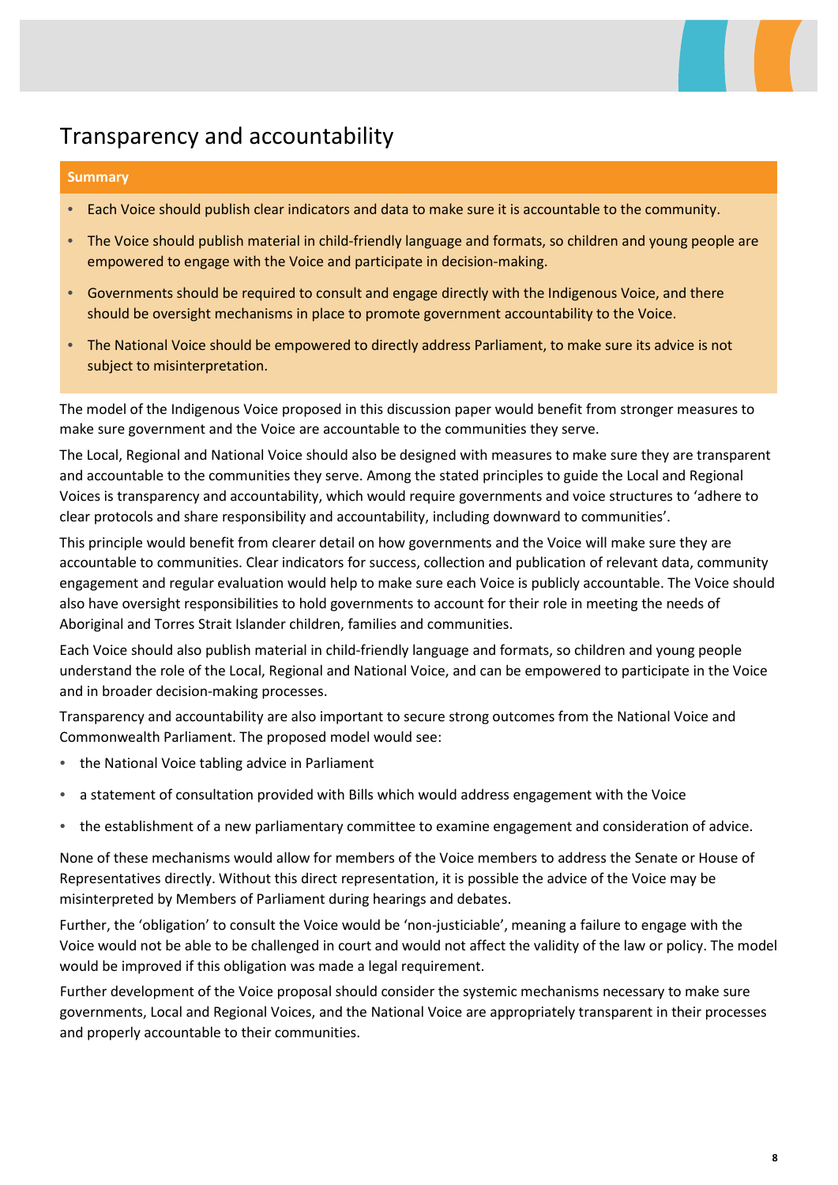## Transparency and accountability

**Summary**

- Each Voice should publish clear indicators and data to make sure it is accountable to the community.
- The Voice should publish material in child-friendly language and formats, so children and young people are empowered to engage with the Voice and participate in decision-making.
- Governments should be required to consult and engage directly with the Indigenous Voice, and there should be oversight mechanisms in place to promote government accountability to the Voice.
- The National Voice should be empowered to directly address Parliament, to make sure its advice is not subject to misinterpretation.

The model of the Indigenous Voice proposed in this discussion paper would benefit from stronger measures to make sure government and the Voice are accountable to the communities they serve.

The Local, Regional and National Voice should also be designed with measures to make sure they are transparent and accountable to the communities they serve. Among the stated principles to guide the Local and Regional Voices is transparency and accountability, which would require governments and voice structures to 'adhere to clear protocols and share responsibility and accountability, including downward to communities'.

This principle would benefit from clearer detail on how governments and the Voice will make sure they are accountable to communities. Clear indicators for success, collection and publication of relevant data, community engagement and regular evaluation would help to make sure each Voice is publicly accountable. The Voice should also have oversight responsibilities to hold governments to account for their role in meeting the needs of Aboriginal and Torres Strait Islander children, families and communities.

Each Voice should also publish material in child-friendly language and formats, so children and young people understand the role of the Local, Regional and National Voice, and can be empowered to participate in the Voice and in broader decision-making processes.

Transparency and accountability are also important to secure strong outcomes from the National Voice and Commonwealth Parliament. The proposed model would see:

- the National Voice tabling advice in Parliament
- a statement of consultation provided with Bills which would address engagement with the Voice
- the establishment of a new parliamentary committee to examine engagement and consideration of advice.

None of these mechanisms would allow for members of the Voice members to address the Senate or House of Representatives directly. Without this direct representation, it is possible the advice of the Voice may be misinterpreted by Members of Parliament during hearings and debates.

Further, the 'obligation' to consult the Voice would be 'non-justiciable', meaning a failure to engage with the Voice would not be able to be challenged in court and would not affect the validity of the law or policy. The model would be improved if this obligation was made a legal requirement.

Further development of the Voice proposal should consider the systemic mechanisms necessary to make sure governments, Local and Regional Voices, and the National Voice are appropriately transparent in their processes and properly accountable to their communities.